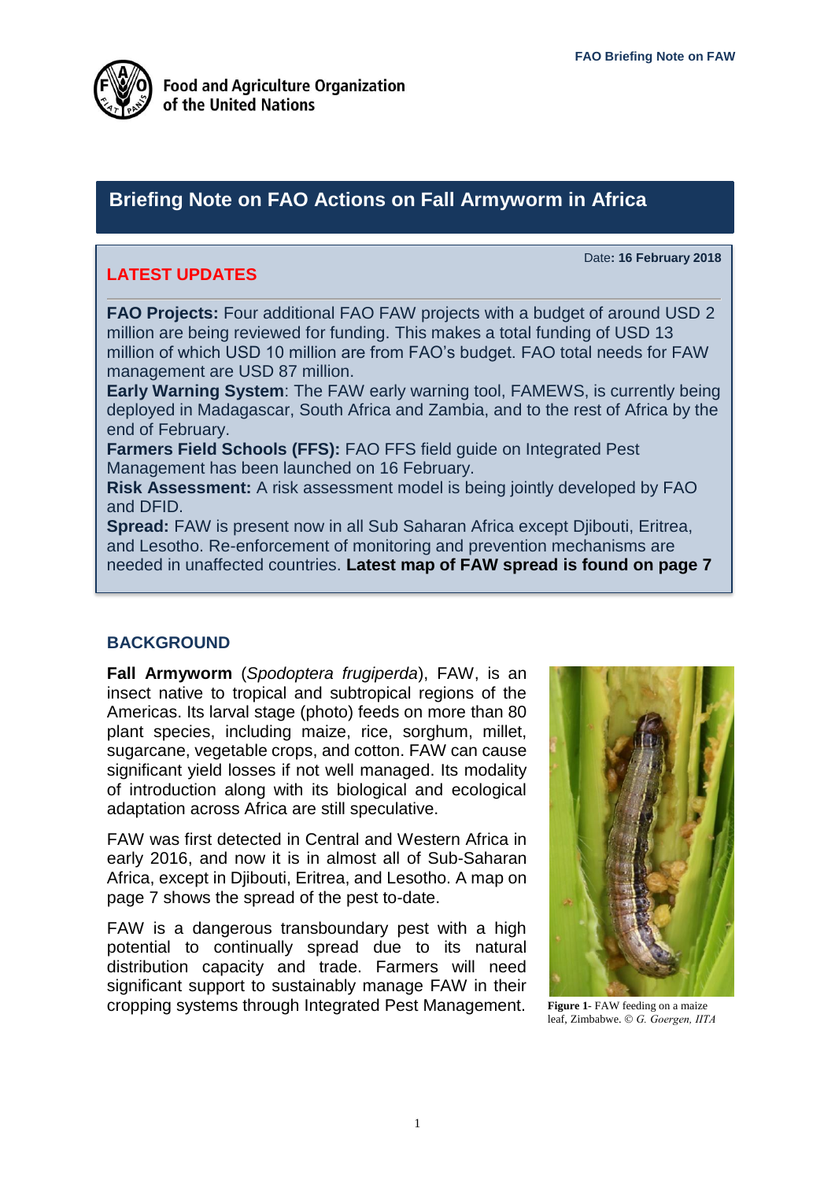Food and Agriculture Organization of the United Nations

# Briefing Note on FAO Actions on Fall Armyworm in Africa

## LATEST UPDATES

Date**: 16 February 2018**

**FAO Projects:** Four additional FAO FAW projects with a budget of around USD 2 million are being reviewed for funding. This makes a total funding of USD 13 million of which USD 10 million are from FAO's budget. FAO total needs for FAW management are USD 87 million.
**Early Warning System**: The FAW early warning tool, FAMEWS, is currently being deployed in Madagascar, South Africa and Zambia, and to the rest of Africa by the end of February.
**Farmers Field Schools (FFS):** FAO FFS field guide on Integrated Pest Management has been launched on 16 February.
**Risk Assessment:** A risk assessment model is being jointly developed by FAO and DFID.
**Spread:** FAW is present now in all Sub Saharan Africa except Djibouti, Eritrea, and Lesotho. Re-enforcement of monitoring and prevention mechanisms are needed in unaffected countries. **Latest map of FAW spread is found on page 7**

## BACKGROUND

**Fall Armyworm** (*Spodoptera frugiperda*), FAW, is an insect native to tropical and subtropical regions of the Americas. Its larval stage (photo) feeds on more than 80 plant species, including maize, rice, sorghum, millet, sugarcane, vegetable crops, and cotton. FAW can cause significant yield losses if not well managed. Its modality of introduction along with its biological and ecological adaptation across Africa are still speculative.

FAW was first detected in Central and Western Africa in early 2016, and now it is in almost all of Sub-Saharan Africa, except in Djibouti, Eritrea, and Lesotho. A map on page 7 shows the spread of the pest to-date.

FAW is a dangerous transboundary pest with a high potential to continually spread due to its natural distribution capacity and trade. Farmers will need significant support to sustainably manage FAW in their cropping systems through Integrated Pest Management.

**Figure 1**- FAW feeding on a maize leaf, Zimbabwe. © *G. Goergen, IITA*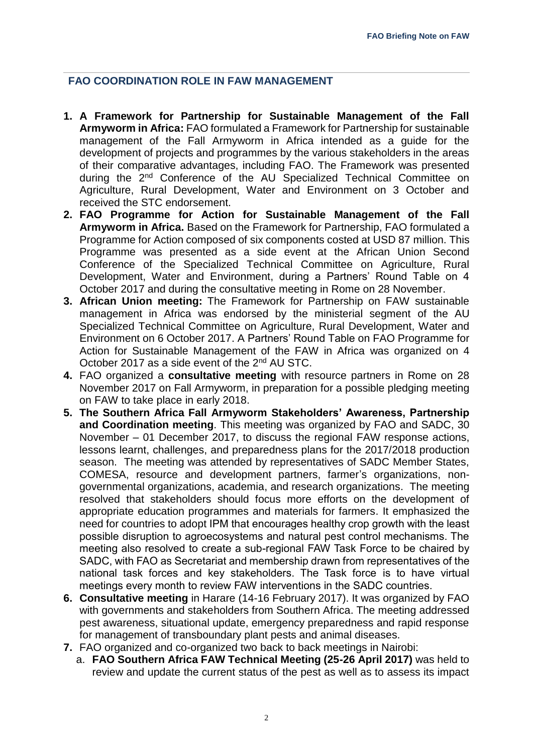## FAO COORDINATION ROLE IN FAW MANAGEMENT

1. **A Framework for Partnership for Sustainable Management of the Fall Armyworm in Africa:** FAO formulated a Framework for Partnership for sustainable management of the Fall Armyworm in Africa intended as a guide for the development of projects and programmes by the various stakeholders in the areas of their comparative advantages, including FAO. The Framework was presented during the 2nd Conference of the AU Specialized Technical Committee on Agriculture, Rural Development, Water and Environment on 3 October and received the STC endorsement.
2. **FAO Programme for Action for Sustainable Management of the Fall Armyworm in Africa.** Based on the Framework for Partnership, FAO formulated a Programme for Action composed of six components costed at USD 87 million. This Programme was presented as a side event at the African Union Second Conference of the Specialized Technical Committee on Agriculture, Rural Development, Water and Environment, during a Partners' Round Table on 4 October 2017 and during the consultative meeting in Rome on 28 November.
3. **African Union meeting:** The Framework for Partnership on FAW sustainable management in Africa was endorsed by the ministerial segment of the AU Specialized Technical Committee on Agriculture, Rural Development, Water and Environment on 6 October 2017. A Partners' Round Table on FAO Programme for Action for Sustainable Management of the FAW in Africa was organized on 4 October 2017 as a side event of the 2nd AU STC.
4. FAO organized a **consultative meeting** with resource partners in Rome on 28 November 2017 on Fall Armyworm, in preparation for a possible pledging meeting on FAW to take place in early 2018.
5. **The Southern Africa Fall Armyworm Stakeholders' Awareness, Partnership and Coordination meeting**. This meeting was organized by FAO and SADC, 30 November – 01 December 2017, to discuss the regional FAW response actions, lessons learnt, challenges, and preparedness plans for the 2017/2018 production season. The meeting was attended by representatives of SADC Member States, COMESA, resource and development partners, farmer's organizations, non-governmental organizations, academia, and research organizations. The meeting resolved that stakeholders should focus more efforts on the development of appropriate education programmes and materials for farmers. It emphasized the need for countries to adopt IPM that encourages healthy crop growth with the least possible disruption to agroecosystems and natural pest control mechanisms. The meeting also resolved to create a sub-regional FAW Task Force to be chaired by SADC, with FAO as Secretariat and membership drawn from representatives of the national task forces and key stakeholders. The Task force is to have virtual meetings every month to review FAW interventions in the SADC countries.
6. **Consultative meeting** in Harare (14-16 February 2017). It was organized by FAO with governments and stakeholders from Southern Africa. The meeting addressed pest awareness, situational update, emergency preparedness and rapid response for management of transboundary plant pests and animal diseases.
7. FAO organized and co-organized two back to back meetings in Nairobi:
   a. **FAO Southern Africa FAW Technical Meeting (25-26 April 2017)** was held to review and update the current status of the pest as well as to assess its impact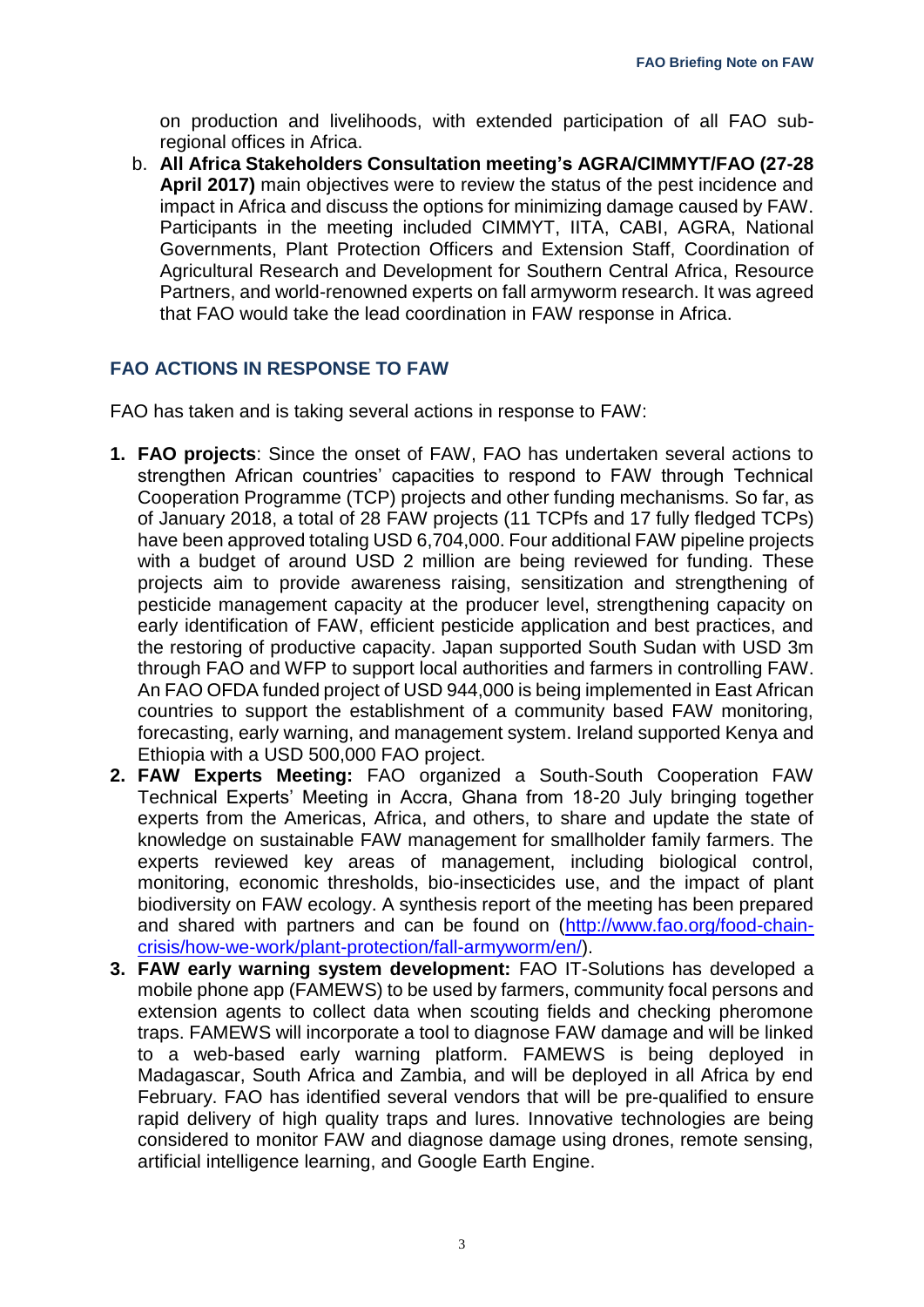on production and livelihoods, with extended participation of all FAO sub-regional offices in Africa.

b. **All Africa Stakeholders Consultation meeting's AGRA/CIMMYT/FAO (27-28 April 2017)** main objectives were to review the status of the pest incidence and impact in Africa and discuss the options for minimizing damage caused by FAW. Participants in the meeting included CIMMYT, IITA, CABI, AGRA, National Governments, Plant Protection Officers and Extension Staff, Coordination of Agricultural Research and Development for Southern Central Africa, Resource Partners, and world-renowned experts on fall armyworm research. It was agreed that FAO would take the lead coordination in FAW response in Africa.

## FAO ACTIONS IN RESPONSE TO FAW

FAO has taken and is taking several actions in response to FAW:

1. **FAO projects**: Since the onset of FAW, FAO has undertaken several actions to strengthen African countries' capacities to respond to FAW through Technical Cooperation Programme (TCP) projects and other funding mechanisms. So far, as of January 2018, a total of 28 FAW projects (11 TCPfs and 17 fully fledged TCPs) have been approved totaling USD 6,704,000. Four additional FAW pipeline projects with a budget of around USD 2 million are being reviewed for funding. These projects aim to provide awareness raising, sensitization and strengthening of pesticide management capacity at the producer level, strengthening capacity on early identification of FAW, efficient pesticide application and best practices, and the restoring of productive capacity. Japan supported South Sudan with USD 3m through FAO and WFP to support local authorities and farmers in controlling FAW. An FAO OFDA funded project of USD 944,000 is being implemented in East African countries to support the establishment of a community based FAW monitoring, forecasting, early warning, and management system. Ireland supported Kenya and Ethiopia with a USD 500,000 FAO project.
2. **FAW Experts Meeting:** FAO organized a South-South Cooperation FAW Technical Experts' Meeting in Accra, Ghana from 18-20 July bringing together experts from the Americas, Africa, and others, to share and update the state of knowledge on sustainable FAW management for smallholder family farmers. The experts reviewed key areas of management, including biological control, monitoring, economic thresholds, bio-insecticides use, and the impact of plant biodiversity on FAW ecology. A synthesis report of the meeting has been prepared and shared with partners and can be found on (http://www.fao.org/food-chain-crisis/how-we-work/plant-protection/fall-armyworm/en/).
3. **FAW early warning system development:** FAO IT-Solutions has developed a mobile phone app (FAMEWS) to be used by farmers, community focal persons and extension agents to collect data when scouting fields and checking pheromone traps. FAMEWS will incorporate a tool to diagnose FAW damage and will be linked to a web-based early warning platform. FAMEWS is being deployed in Madagascar, South Africa and Zambia, and will be deployed in all Africa by end February. FAO has identified several vendors that will be pre-qualified to ensure rapid delivery of high quality traps and lures. Innovative technologies are being considered to monitor FAW and diagnose damage using drones, remote sensing, artificial intelligence learning, and Google Earth Engine.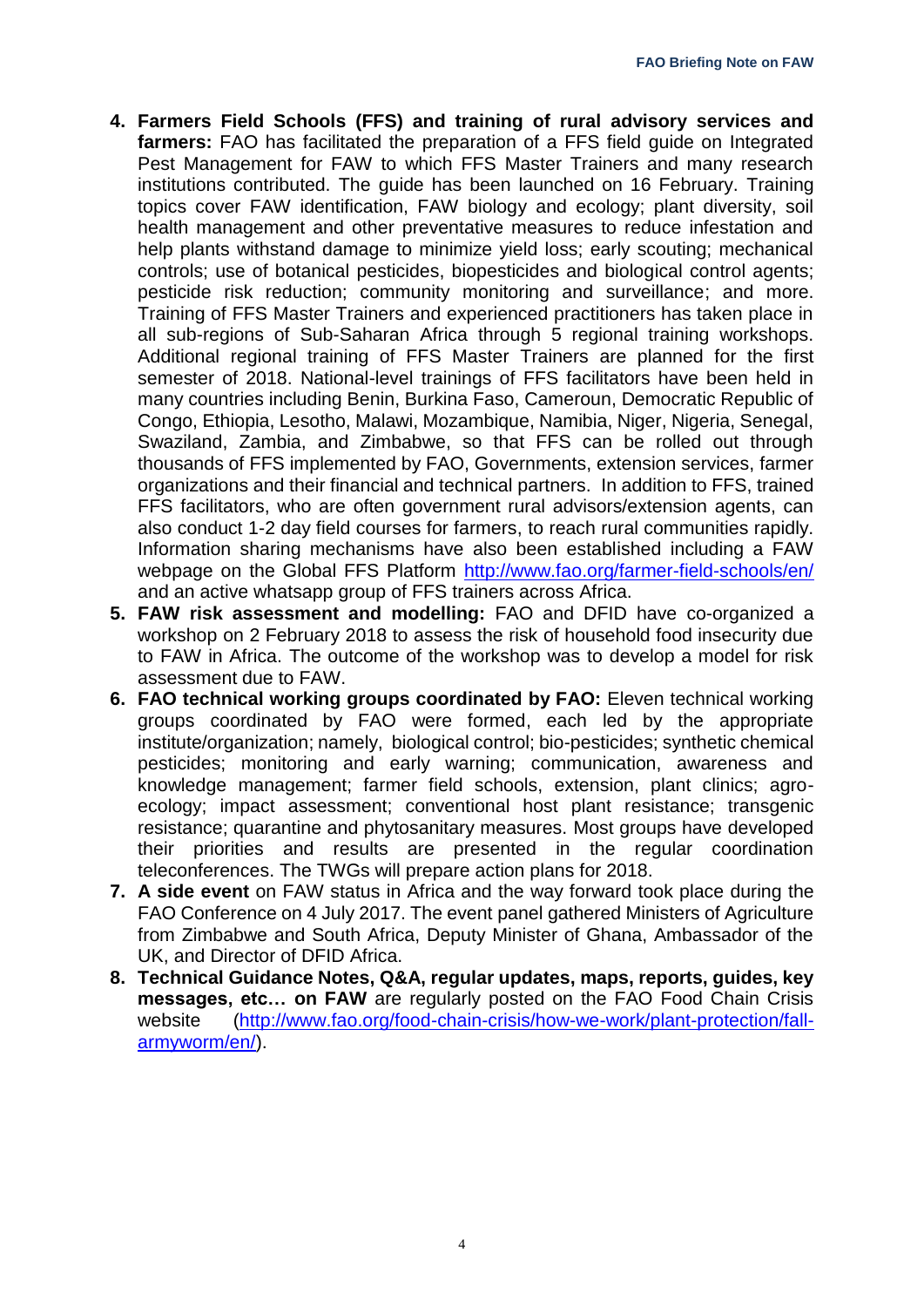4. **Farmers Field Schools (FFS) and training of rural advisory services and farmers:** FAO has facilitated the preparation of a FFS field guide on Integrated Pest Management for FAW to which FFS Master Trainers and many research institutions contributed. The guide has been launched on 16 February. Training topics cover FAW identification, FAW biology and ecology; plant diversity, soil health management and other preventative measures to reduce infestation and help plants withstand damage to minimize yield loss; early scouting; mechanical controls; use of botanical pesticides, biopesticides and biological control agents; pesticide risk reduction; community monitoring and surveillance; and more. Training of FFS Master Trainers and experienced practitioners has taken place in all sub-regions of Sub-Saharan Africa through 5 regional training workshops. Additional regional training of FFS Master Trainers are planned for the first semester of 2018. National-level trainings of FFS facilitators have been held in many countries including Benin, Burkina Faso, Cameroun, Democratic Republic of Congo, Ethiopia, Lesotho, Malawi, Mozambique, Namibia, Niger, Nigeria, Senegal, Swaziland, Zambia, and Zimbabwe, so that FFS can be rolled out through thousands of FFS implemented by FAO, Governments, extension services, farmer organizations and their financial and technical partners. In addition to FFS, trained FFS facilitators, who are often government rural advisors/extension agents, can also conduct 1-2 day field courses for farmers, to reach rural communities rapidly. Information sharing mechanisms have also been established including a FAW webpage on the Global FFS Platform http://www.fao.org/farmer-field-schools/en/ and an active whatsapp group of FFS trainers across Africa.
5. **FAW risk assessment and modelling:** FAO and DFID have co-organized a workshop on 2 February 2018 to assess the risk of household food insecurity due to FAW in Africa. The outcome of the workshop was to develop a model for risk assessment due to FAW.
6. **FAO technical working groups coordinated by FAO:** Eleven technical working groups coordinated by FAO were formed, each led by the appropriate institute/organization; namely, biological control; bio-pesticides; synthetic chemical pesticides; monitoring and early warning; communication, awareness and knowledge management; farmer field schools, extension, plant clinics; agro-ecology; impact assessment; conventional host plant resistance; transgenic resistance; quarantine and phytosanitary measures. Most groups have developed their priorities and results are presented in the regular coordination teleconferences. The TWGs will prepare action plans for 2018.
7. **A side event** on FAW status in Africa and the way forward took place during the FAO Conference on 4 July 2017. The event panel gathered Ministers of Agriculture from Zimbabwe and South Africa, Deputy Minister of Ghana, Ambassador of the UK, and Director of DFID Africa.
8. **Technical Guidance Notes, Q&A, regular updates, maps, reports, guides, key messages, etc… on FAW** are regularly posted on the FAO Food Chain Crisis website (http://www.fao.org/food-chain-crisis/how-we-work/plant-protection/fall-armyworm/en/).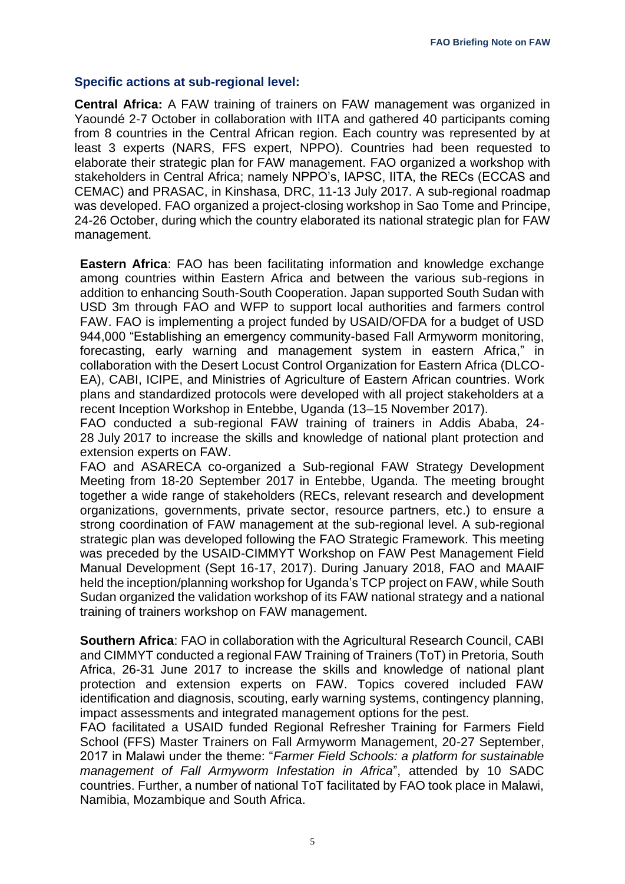### Specific actions at sub-regional level:

**Central Africa:** A FAW training of trainers on FAW management was organized in Yaoundé 2-7 October in collaboration with IITA and gathered 40 participants coming from 8 countries in the Central African region. Each country was represented by at least 3 experts (NARS, FFS expert, NPPO). Countries had been requested to elaborate their strategic plan for FAW management. FAO organized a workshop with stakeholders in Central Africa; namely NPPO's, IAPSC, IITA, the RECs (ECCAS and CEMAC) and PRASAC, in Kinshasa, DRC, 11-13 July 2017. A sub-regional roadmap was developed. FAO organized a project-closing workshop in Sao Tome and Principe, 24-26 October, during which the country elaborated its national strategic plan for FAW management.

**Eastern Africa**: FAO has been facilitating information and knowledge exchange among countries within Eastern Africa and between the various sub-regions in addition to enhancing South-South Cooperation. Japan supported South Sudan with USD 3m through FAO and WFP to support local authorities and farmers control FAW. FAO is implementing a project funded by USAID/OFDA for a budget of USD 944,000 "Establishing an emergency community-based Fall Armyworm monitoring, forecasting, early warning and management system in eastern Africa," in collaboration with the Desert Locust Control Organization for Eastern Africa (DLCO-EA), CABI, ICIPE, and Ministries of Agriculture of Eastern African countries. Work plans and standardized protocols were developed with all project stakeholders at a recent Inception Workshop in Entebbe, Uganda (13–15 November 2017).

FAO conducted a sub-regional FAW training of trainers in Addis Ababa, 24-28 July 2017 to increase the skills and knowledge of national plant protection and extension experts on FAW.

FAO and ASARECA co-organized a Sub-regional FAW Strategy Development Meeting from 18-20 September 2017 in Entebbe, Uganda. The meeting brought together a wide range of stakeholders (RECs, relevant research and development organizations, governments, private sector, resource partners, etc.) to ensure a strong coordination of FAW management at the sub-regional level. A sub-regional strategic plan was developed following the FAO Strategic Framework. This meeting was preceded by the USAID-CIMMYT Workshop on FAW Pest Management Field Manual Development (Sept 16-17, 2017). During January 2018, FAO and MAAIF held the inception/planning workshop for Uganda's TCP project on FAW, while South Sudan organized the validation workshop of its FAW national strategy and a national training of trainers workshop on FAW management.

**Southern Africa**: FAO in collaboration with the Agricultural Research Council, CABI and CIMMYT conducted a regional FAW Training of Trainers (ToT) in Pretoria, South Africa, 26-31 June 2017 to increase the skills and knowledge of national plant protection and extension experts on FAW. Topics covered included FAW identification and diagnosis, scouting, early warning systems, contingency planning, impact assessments and integrated management options for the pest.

FAO facilitated a USAID funded Regional Refresher Training for Farmers Field School (FFS) Master Trainers on Fall Armyworm Management, 20-27 September, 2017 in Malawi under the theme: "*Farmer Field Schools: a platform for sustainable management of Fall Armyworm Infestation in Africa*", attended by 10 SADC countries. Further, a number of national ToT facilitated by FAO took place in Malawi, Namibia, Mozambique and South Africa.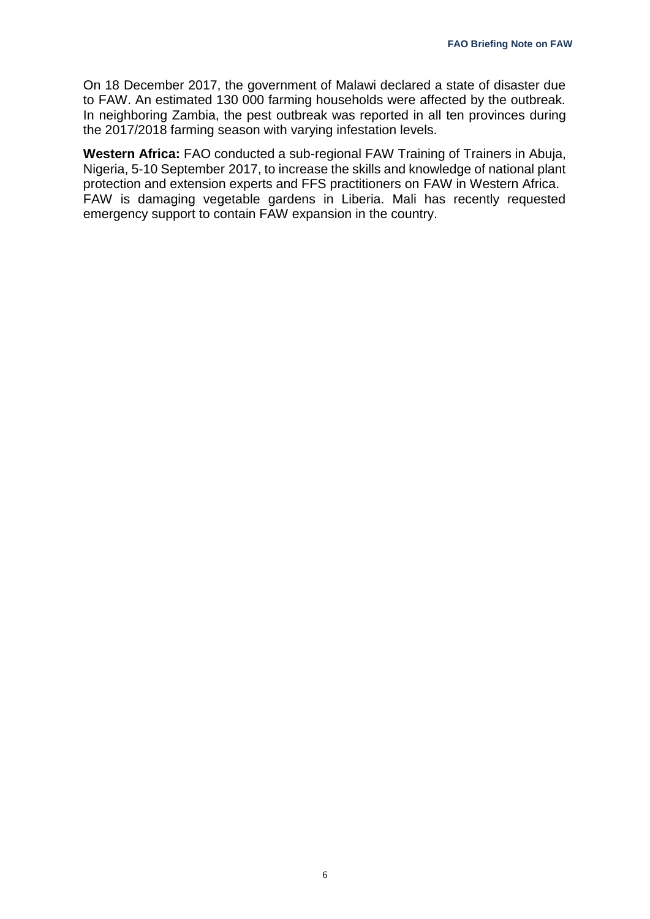On 18 December 2017, the government of Malawi declared a state of disaster due to FAW. An estimated 130 000 farming households were affected by the outbreak. In neighboring Zambia, the pest outbreak was reported in all ten provinces during the 2017/2018 farming season with varying infestation levels.

**Western Africa:** FAO conducted a sub-regional FAW Training of Trainers in Abuja, Nigeria, 5-10 September 2017, to increase the skills and knowledge of national plant protection and extension experts and FFS practitioners on FAW in Western Africa. FAW is damaging vegetable gardens in Liberia. Mali has recently requested emergency support to contain FAW expansion in the country.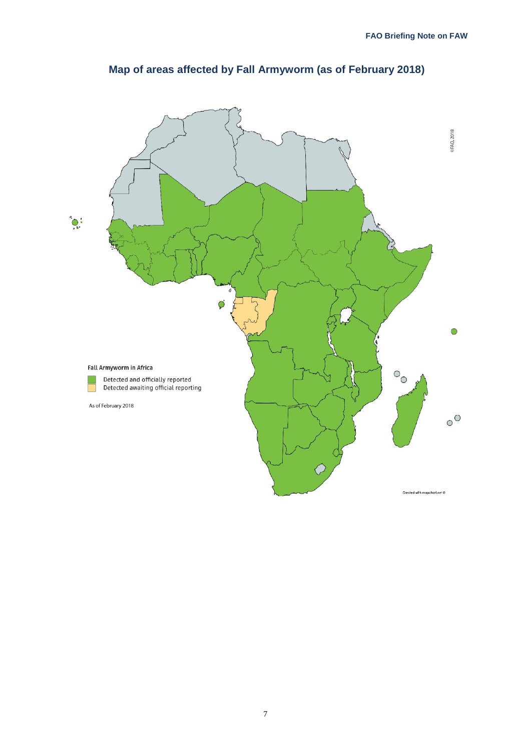## Map of areas affected by Fall Armyworm (as of February 2018)

©FAO, 2018

Fall Armyworm in Africa

Detected and officially reported

Detected awaiting official reporting

As of February 2018

Created with mapchart.net ©